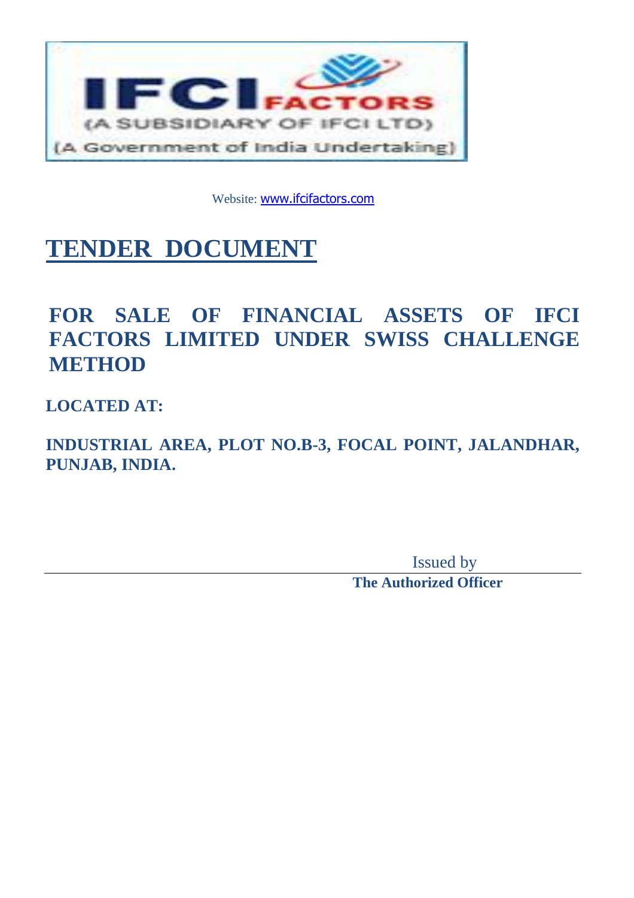IFCI FACTORS

(A SUBSIDIARY OF IFCI LTD)

(A Government of India Undertaking)

Website: www.ifcifactors.com

# TENDER DOCUMENT

## FOR SALE OF FINANCIAL ASSETS OF IFCI FACTORS LIMITED UNDER SWISS CHALLENGE METHOD

**LOCATED AT:**

**INDUSTRIAL AREA, PLOT NO.B-3, FOCAL POINT, JALANDHAR, PUNJAB, INDIA.**

Issued by

**The Authorized Officer**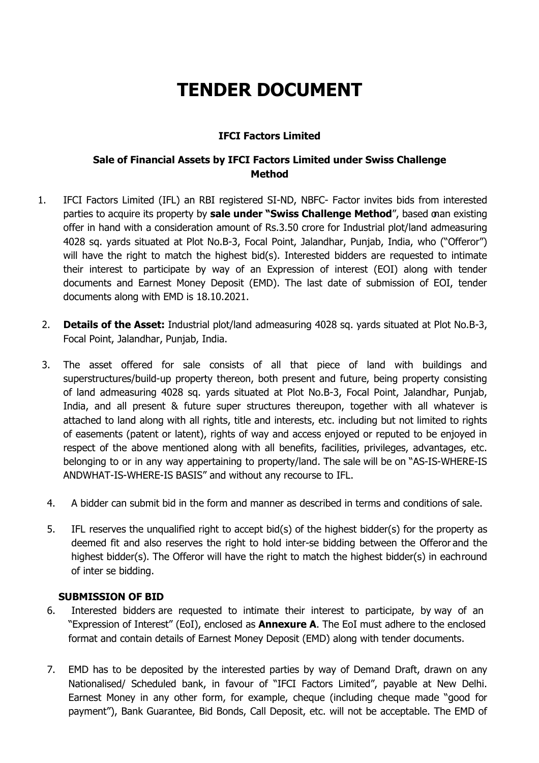# TENDER DOCUMENT

**IFCI Factors Limited**

**Sale of Financial Assets by IFCI Factors Limited under Swiss Challenge Method**

1. IFCI Factors Limited (IFL) an RBI registered SI-ND, NBFC- Factor invites bids from interested parties to acquire its property by **sale under "Swiss Challenge Method**", based onan existing offer in hand with a consideration amount of Rs.3.50 crore for Industrial plot/land admeasuring 4028 sq. yards situated at Plot No.B-3, Focal Point, Jalandhar, Punjab, India, who ("Offeror") will have the right to match the highest bid(s). Interested bidders are requested to intimate their interest to participate by way of an Expression of interest (EOI) along with tender documents and Earnest Money Deposit (EMD). The last date of submission of EOI, tender documents along with EMD is 18.10.2021.

2. **Details of the Asset:** Industrial plot/land admeasuring 4028 sq. yards situated at Plot No.B-3, Focal Point, Jalandhar, Punjab, India.

3. The asset offered for sale consists of all that piece of land with buildings and superstructures/build-up property thereon, both present and future, being property consisting of land admeasuring 4028 sq. yards situated at Plot No.B-3, Focal Point, Jalandhar, Punjab, India, and all present & future super structures thereupon, together with all whatever is attached to land along with all rights, title and interests, etc. including but not limited to rights of easements (patent or latent), rights of way and access enjoyed or reputed to be enjoyed in respect of the above mentioned along with all benefits, facilities, privileges, advantages, etc. belonging to or in any way appertaining to property/land. The sale will be on "AS-IS-WHERE-IS ANDWHAT-IS-WHERE-IS BASIS" and without any recourse to IFL.

4. A bidder can submit bid in the form and manner as described in terms and conditions of sale.

5. IFL reserves the unqualified right to accept bid(s) of the highest bidder(s) for the property as deemed fit and also reserves the right to hold inter-se bidding between the Offeror and the highest bidder(s). The Offeror will have the right to match the highest bidder(s) in eachround of inter se bidding.

**SUBMISSION OF BID**

6. Interested bidders are requested to intimate their interest to participate, by way of an "Expression of Interest" (EoI), enclosed as **Annexure A**. The EoI must adhere to the enclosed format and contain details of Earnest Money Deposit (EMD) along with tender documents.

7. EMD has to be deposited by the interested parties by way of Demand Draft, drawn on any Nationalised/ Scheduled bank, in favour of "IFCI Factors Limited", payable at New Delhi. Earnest Money in any other form, for example, cheque (including cheque made "good for payment"), Bank Guarantee, Bid Bonds, Call Deposit, etc. will not be acceptable. The EMD of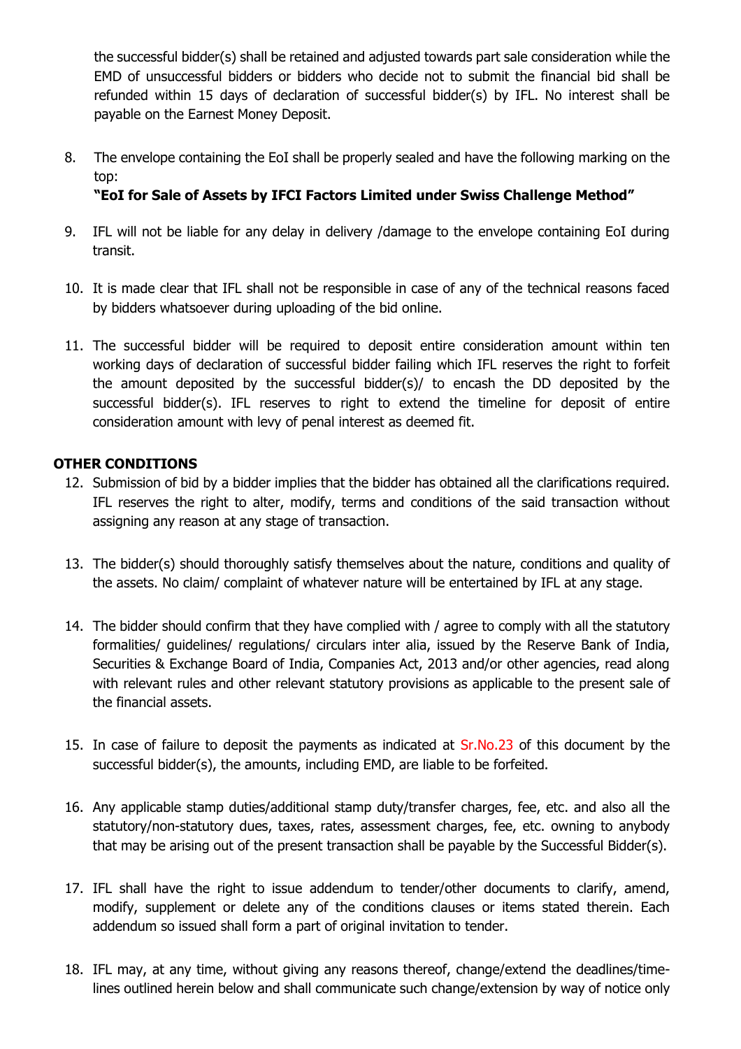the successful bidder(s) shall be retained and adjusted towards part sale consideration while the EMD of unsuccessful bidders or bidders who decide not to submit the financial bid shall be refunded within 15 days of declaration of successful bidder(s) by IFL. No interest shall be payable on the Earnest Money Deposit.

8. The envelope containing the EoI shall be properly sealed and have the following marking on the top:
   **"EoI for Sale of Assets by IFCI Factors Limited under Swiss Challenge Method"**

9. IFL will not be liable for any delay in delivery /damage to the envelope containing EoI during transit.

10. It is made clear that IFL shall not be responsible in case of any of the technical reasons faced by bidders whatsoever during uploading of the bid online.

11. The successful bidder will be required to deposit entire consideration amount within ten working days of declaration of successful bidder failing which IFL reserves the right to forfeit the amount deposited by the successful bidder(s)/ to encash the DD deposited by the successful bidder(s). IFL reserves to right to extend the timeline for deposit of entire consideration amount with levy of penal interest as deemed fit.

**OTHER CONDITIONS**

12. Submission of bid by a bidder implies that the bidder has obtained all the clarifications required. IFL reserves the right to alter, modify, terms and conditions of the said transaction without assigning any reason at any stage of transaction.

13. The bidder(s) should thoroughly satisfy themselves about the nature, conditions and quality of the assets. No claim/ complaint of whatever nature will be entertained by IFL at any stage.

14. The bidder should confirm that they have complied with / agree to comply with all the statutory formalities/ guidelines/ regulations/ circulars inter alia, issued by the Reserve Bank of India, Securities & Exchange Board of India, Companies Act, 2013 and/or other agencies, read along with relevant rules and other relevant statutory provisions as applicable to the present sale of the financial assets.

15. In case of failure to deposit the payments as indicated at Sr.No.23 of this document by the successful bidder(s), the amounts, including EMD, are liable to be forfeited.

16. Any applicable stamp duties/additional stamp duty/transfer charges, fee, etc. and also all the statutory/non-statutory dues, taxes, rates, assessment charges, fee, etc. owning to anybody that may be arising out of the present transaction shall be payable by the Successful Bidder(s).

17. IFL shall have the right to issue addendum to tender/other documents to clarify, amend, modify, supplement or delete any of the conditions clauses or items stated therein. Each addendum so issued shall form a part of original invitation to tender.

18. IFL may, at any time, without giving any reasons thereof, change/extend the deadlines/time-lines outlined herein below and shall communicate such change/extension by way of notice only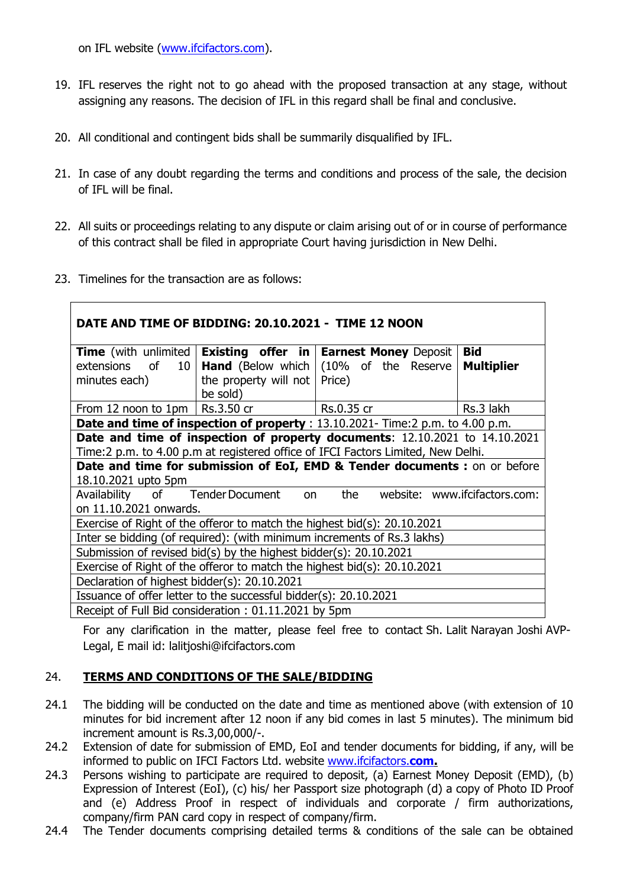on IFL website (www.ifcifactors.com).

19. IFL reserves the right not to go ahead with the proposed transaction at any stage, without assigning any reasons. The decision of IFL in this regard shall be final and conclusive.

20. All conditional and contingent bids shall be summarily disqualified by IFL.

21. In case of any doubt regarding the terms and conditions and process of the sale, the decision of IFL will be final.

22. All suits or proceedings relating to any dispute or claim arising out of or in course of performance of this contract shall be filed in appropriate Court having jurisdiction in New Delhi.

23. Timelines for the transaction are as follows:

| **DATE AND TIME OF BIDDING: 20.10.2021 - TIME 12 NOON** | | | |
|---|---|---|---|
| **Time** (with unlimited extensions of 10 minutes each) | **Existing offer in Hand** (Below which the property will not be sold) | **Earnest Money** Deposit (10% of the Reserve Price) | **Bid Multiplier** |
| From 12 noon to 1pm | Rs.3.50 cr | Rs.0.35 cr | Rs.3 lakh |
| **Date and time of inspection of property** : 13.10.2021- Time:2 p.m. to 4.00 p.m. | | | |
| **Date and time of inspection of property documents**: 12.10.2021 to 14.10.2021 Time:2 p.m. to 4.00 p.m at registered office of IFCI Factors Limited, New Delhi. | | | |
| **Date and time for submission of EoI, EMD & Tender documents :** on or before 18.10.2021 upto 5pm | | | |
| Availability of Tender Document on the website: www.ifcifactors.com: on 11.10.2021 onwards. | | | |
| Exercise of Right of the offeror to match the highest bid(s): 20.10.2021 | | | |
| Inter se bidding (of required): (with minimum increments of Rs.3 lakhs) | | | |
| Submission of revised bid(s) by the highest bidder(s): 20.10.2021 | | | |
| Exercise of Right of the offeror to match the highest bid(s): 20.10.2021 | | | |
| Declaration of highest bidder(s): 20.10.2021 | | | |
| Issuance of offer letter to the successful bidder(s): 20.10.2021 | | | |
| Receipt of Full Bid consideration : 01.11.2021 by 5pm | | | |

For any clarification in the matter, please feel free to contact Sh. Lalit Narayan Joshi AVP-Legal, E mail id: lalitjoshi@ifcifactors.com

## 24. TERMS AND CONDITIONS OF THE SALE/BIDDING

24.1 The bidding will be conducted on the date and time as mentioned above (with extension of 10 minutes for bid increment after 12 noon if any bid comes in last 5 minutes). The minimum bid increment amount is Rs.3,00,000/-.

24.2 Extension of date for submission of EMD, EoI and tender documents for bidding, if any, will be informed to public on IFCI Factors Ltd. website www.ifcifactors.**com.**

24.3 Persons wishing to participate are required to deposit, (a) Earnest Money Deposit (EMD), (b) Expression of Interest (EoI), (c) his/ her Passport size photograph (d) a copy of Photo ID Proof and (e) Address Proof in respect of individuals and corporate / firm authorizations, company/firm PAN card copy in respect of company/firm.

24.4 The Tender documents comprising detailed terms & conditions of the sale can be obtained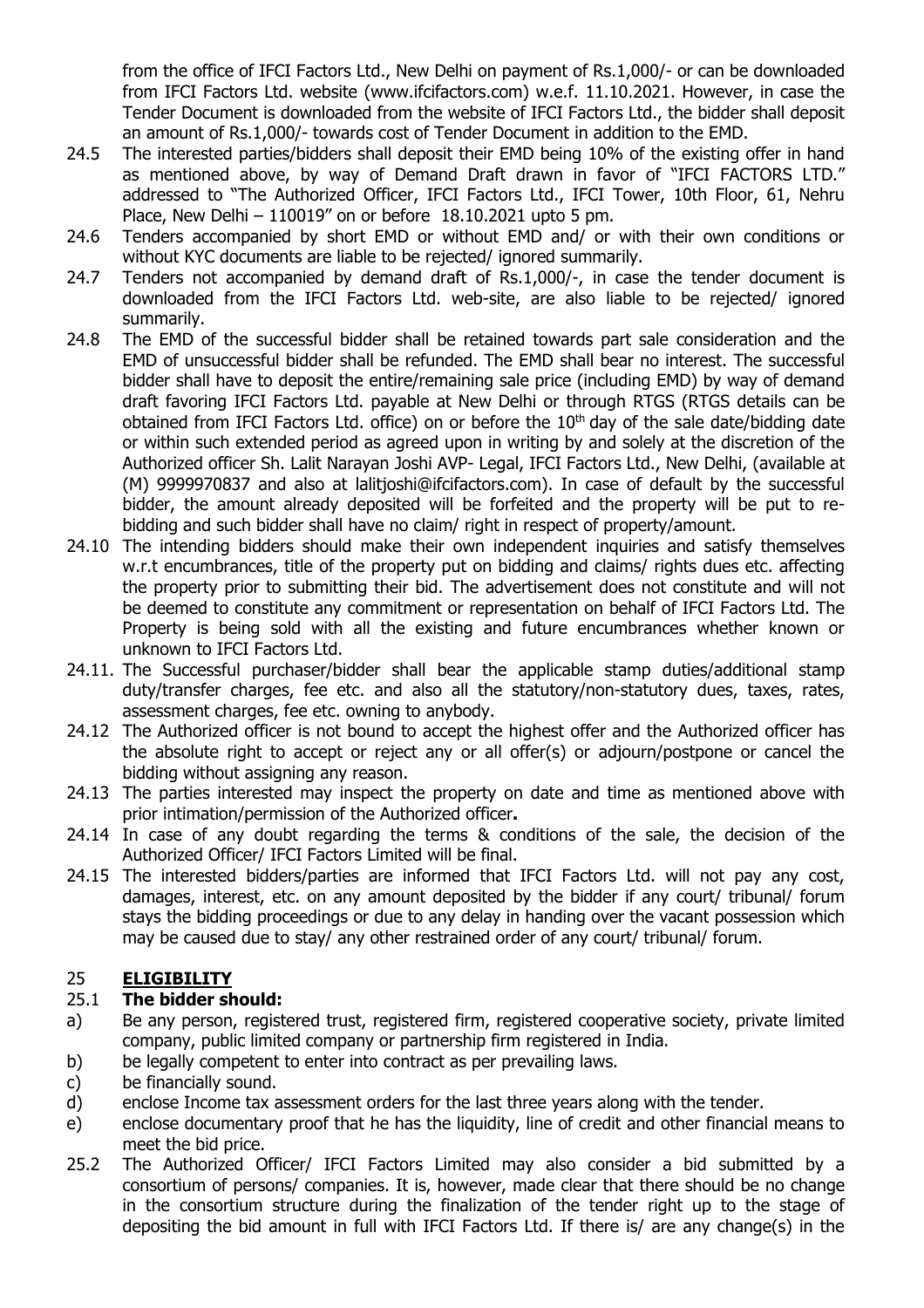from the office of IFCI Factors Ltd., New Delhi on payment of Rs.1,000/- or can be downloaded from IFCI Factors Ltd. website (www.ifcifactors.com) w.e.f. 11.10.2021. However, in case the Tender Document is downloaded from the website of IFCI Factors Ltd., the bidder shall deposit an amount of Rs.1,000/- towards cost of Tender Document in addition to the EMD.

24.5 The interested parties/bidders shall deposit their EMD being 10% of the existing offer in hand as mentioned above, by way of Demand Draft drawn in favor of "IFCI FACTORS LTD." addressed to "The Authorized Officer, IFCI Factors Ltd., IFCI Tower, 10th Floor, 61, Nehru Place, New Delhi – 110019" on or before 18.10.2021 upto 5 pm.

24.6 Tenders accompanied by short EMD or without EMD and/ or with their own conditions or without KYC documents are liable to be rejected/ ignored summarily.

24.7 Tenders not accompanied by demand draft of Rs.1,000/-, in case the tender document is downloaded from the IFCI Factors Ltd. web-site, are also liable to be rejected/ ignored summarily.

24.8 The EMD of the successful bidder shall be retained towards part sale consideration and the EMD of unsuccessful bidder shall be refunded. The EMD shall bear no interest. The successful bidder shall have to deposit the entire/remaining sale price (including EMD) by way of demand draft favoring IFCI Factors Ltd. payable at New Delhi or through RTGS (RTGS details can be obtained from IFCI Factors Ltd. office) on or before the 10th day of the sale date/bidding date or within such extended period as agreed upon in writing by and solely at the discretion of the Authorized officer Sh. Lalit Narayan Joshi AVP- Legal, IFCI Factors Ltd., New Delhi, (available at (M) 9999970837 and also at lalitjoshi@ifcifactors.com). In case of default by the successful bidder, the amount already deposited will be forfeited and the property will be put to re-bidding and such bidder shall have no claim/ right in respect of property/amount.

24.10 The intending bidders should make their own independent inquiries and satisfy themselves w.r.t encumbrances, title of the property put on bidding and claims/ rights dues etc. affecting the property prior to submitting their bid. The advertisement does not constitute and will not be deemed to constitute any commitment or representation on behalf of IFCI Factors Ltd. The Property is being sold with all the existing and future encumbrances whether known or unknown to IFCI Factors Ltd.

24.11. The Successful purchaser/bidder shall bear the applicable stamp duties/additional stamp duty/transfer charges, fee etc. and also all the statutory/non-statutory dues, taxes, rates, assessment charges, fee etc. owning to anybody.

24.12 The Authorized officer is not bound to accept the highest offer and the Authorized officer has the absolute right to accept or reject any or all offer(s) or adjourn/postpone or cancel the bidding without assigning any reason.

24.13 The parties interested may inspect the property on date and time as mentioned above with prior intimation/permission of the Authorized officer**.**

24.14 In case of any doubt regarding the terms & conditions of the sale, the decision of the Authorized Officer/ IFCI Factors Limited will be final.

24.15 The interested bidders/parties are informed that IFCI Factors Ltd. will not pay any cost, damages, interest, etc. on any amount deposited by the bidder if any court/ tribunal/ forum stays the bidding proceedings or due to any delay in handing over the vacant possession which may be caused due to stay/ any other restrained order of any court/ tribunal/ forum.

## 25 ELIGIBILITY

### 25.1 The bidder should:

a) Be any person, registered trust, registered firm, registered cooperative society, private limited company, public limited company or partnership firm registered in India.

b) be legally competent to enter into contract as per prevailing laws.

c) be financially sound.

d) enclose Income tax assessment orders for the last three years along with the tender.

e) enclose documentary proof that he has the liquidity, line of credit and other financial means to meet the bid price.

25.2 The Authorized Officer/ IFCI Factors Limited may also consider a bid submitted by a consortium of persons/ companies. It is, however, made clear that there should be no change in the consortium structure during the finalization of the tender right up to the stage of depositing the bid amount in full with IFCI Factors Ltd. If there is/ are any change(s) in the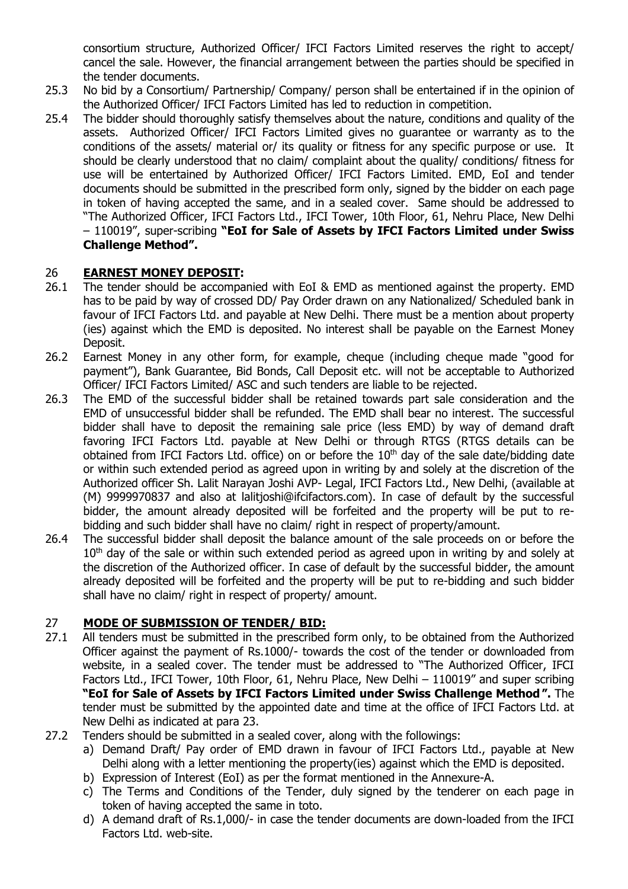consortium structure, Authorized Officer/ IFCI Factors Limited reserves the right to accept/ cancel the sale. However, the financial arrangement between the parties should be specified in the tender documents.

25.3 No bid by a Consortium/ Partnership/ Company/ person shall be entertained if in the opinion of the Authorized Officer/ IFCI Factors Limited has led to reduction in competition.

25.4 The bidder should thoroughly satisfy themselves about the nature, conditions and quality of the assets. Authorized Officer/ IFCI Factors Limited gives no guarantee or warranty as to the conditions of the assets/ material or/ its quality or fitness for any specific purpose or use. It should be clearly understood that no claim/ complaint about the quality/ conditions/ fitness for use will be entertained by Authorized Officer/ IFCI Factors Limited. EMD, EoI and tender documents should be submitted in the prescribed form only, signed by the bidder on each page in token of having accepted the same, and in a sealed cover. Same should be addressed to "The Authorized Officer, IFCI Factors Ltd., IFCI Tower, 10th Floor, 61, Nehru Place, New Delhi – 110019", super-scribing **"EoI for Sale of Assets by IFCI Factors Limited under Swiss Challenge Method".**

## 26 EARNEST MONEY DEPOSIT:

26.1 The tender should be accompanied with EoI & EMD as mentioned against the property. EMD has to be paid by way of crossed DD/ Pay Order drawn on any Nationalized/ Scheduled bank in favour of IFCI Factors Ltd. and payable at New Delhi. There must be a mention about property (ies) against which the EMD is deposited. No interest shall be payable on the Earnest Money Deposit.

26.2 Earnest Money in any other form, for example, cheque (including cheque made "good for payment"), Bank Guarantee, Bid Bonds, Call Deposit etc. will not be acceptable to Authorized Officer/ IFCI Factors Limited/ ASC and such tenders are liable to be rejected.

26.3 The EMD of the successful bidder shall be retained towards part sale consideration and the EMD of unsuccessful bidder shall be refunded. The EMD shall bear no interest. The successful bidder shall have to deposit the remaining sale price (less EMD) by way of demand draft favoring IFCI Factors Ltd. payable at New Delhi or through RTGS (RTGS details can be obtained from IFCI Factors Ltd. office) on or before the 10th day of the sale date/bidding date or within such extended period as agreed upon in writing by and solely at the discretion of the Authorized officer Sh. Lalit Narayan Joshi AVP- Legal, IFCI Factors Ltd., New Delhi, (available at (M) 9999970837 and also at lalitjoshi@ifcifactors.com). In case of default by the successful bidder, the amount already deposited will be forfeited and the property will be put to re-bidding and such bidder shall have no claim/ right in respect of property/amount.

26.4 The successful bidder shall deposit the balance amount of the sale proceeds on or before the 10th day of the sale or within such extended period as agreed upon in writing by and solely at the discretion of the Authorized officer. In case of default by the successful bidder, the amount already deposited will be forfeited and the property will be put to re-bidding and such bidder shall have no claim/ right in respect of property/ amount.

## 27 MODE OF SUBMISSION OF TENDER/ BID:

27.1 All tenders must be submitted in the prescribed form only, to be obtained from the Authorized Officer against the payment of Rs.1000/- towards the cost of the tender or downloaded from website, in a sealed cover. The tender must be addressed to "The Authorized Officer, IFCI Factors Ltd., IFCI Tower, 10th Floor, 61, Nehru Place, New Delhi – 110019" and super scribing **"EoI for Sale of Assets by IFCI Factors Limited under Swiss Challenge Method".** The tender must be submitted by the appointed date and time at the office of IFCI Factors Ltd. at New Delhi as indicated at para 23.

27.2 Tenders should be submitted in a sealed cover, along with the followings:

a) Demand Draft/ Pay order of EMD drawn in favour of IFCI Factors Ltd., payable at New Delhi along with a letter mentioning the property(ies) against which the EMD is deposited.
b) Expression of Interest (EoI) as per the format mentioned in the Annexure-A.
c) The Terms and Conditions of the Tender, duly signed by the tenderer on each page in token of having accepted the same in toto.
d) A demand draft of Rs.1,000/- in case the tender documents are down-loaded from the IFCI Factors Ltd. web-site.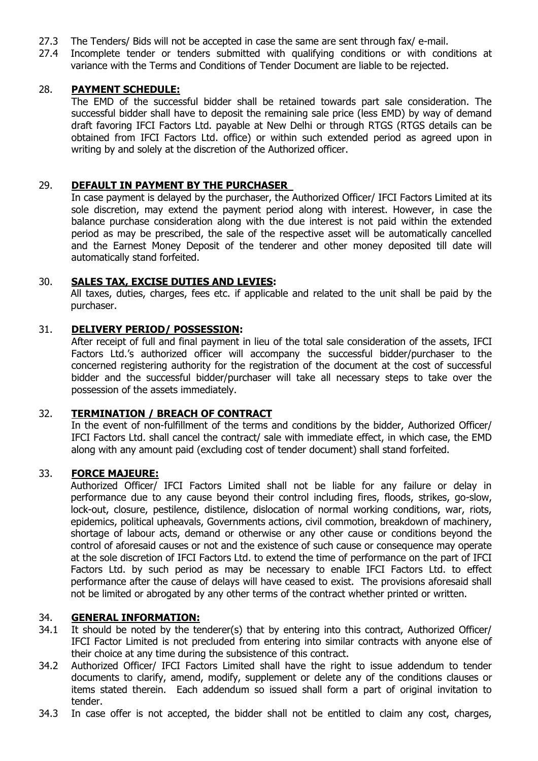27.3 The Tenders/ Bids will not be accepted in case the same are sent through fax/ e-mail.

27.4 Incomplete tender or tenders submitted with qualifying conditions or with conditions at variance with the Terms and Conditions of Tender Document are liable to be rejected.

## 28. **PAYMENT SCHEDULE:**

The EMD of the successful bidder shall be retained towards part sale consideration. The successful bidder shall have to deposit the remaining sale price (less EMD) by way of demand draft favoring IFCI Factors Ltd. payable at New Delhi or through RTGS (RTGS details can be obtained from IFCI Factors Ltd. office) or within such extended period as agreed upon in writing by and solely at the discretion of the Authorized officer.

## 29. **DEFAULT IN PAYMENT BY THE PURCHASER**

In case payment is delayed by the purchaser, the Authorized Officer/ IFCI Factors Limited at its sole discretion, may extend the payment period along with interest. However, in case the balance purchase consideration along with the due interest is not paid within the extended period as may be prescribed, the sale of the respective asset will be automatically cancelled and the Earnest Money Deposit of the tenderer and other money deposited till date will automatically stand forfeited.

## 30. **SALES TAX, EXCISE DUTIES AND LEVIES:**

All taxes, duties, charges, fees etc. if applicable and related to the unit shall be paid by the purchaser.

## 31. **DELIVERY PERIOD/ POSSESSION:**

After receipt of full and final payment in lieu of the total sale consideration of the assets, IFCI Factors Ltd.'s authorized officer will accompany the successful bidder/purchaser to the concerned registering authority for the registration of the document at the cost of successful bidder and the successful bidder/purchaser will take all necessary steps to take over the possession of the assets immediately.

## 32. **TERMINATION / BREACH OF CONTRACT**

In the event of non-fulfillment of the terms and conditions by the bidder, Authorized Officer/ IFCI Factors Ltd. shall cancel the contract/ sale with immediate effect, in which case, the EMD along with any amount paid (excluding cost of tender document) shall stand forfeited.

## 33. **FORCE MAJEURE:**

Authorized Officer/ IFCI Factors Limited shall not be liable for any failure or delay in performance due to any cause beyond their control including fires, floods, strikes, go-slow, lock-out, closure, pestilence, distilence, dislocation of normal working conditions, war, riots, epidemics, political upheavals, Governments actions, civil commotion, breakdown of machinery, shortage of labour acts, demand or otherwise or any other cause or conditions beyond the control of aforesaid causes or not and the existence of such cause or consequence may operate at the sole discretion of IFCI Factors Ltd. to extend the time of performance on the part of IFCI Factors Ltd. by such period as may be necessary to enable IFCI Factors Ltd. to effect performance after the cause of delays will have ceased to exist. The provisions aforesaid shall not be limited or abrogated by any other terms of the contract whether printed or written.

## 34. **GENERAL INFORMATION:**

34.1 It should be noted by the tenderer(s) that by entering into this contract, Authorized Officer/ IFCI Factor Limited is not precluded from entering into similar contracts with anyone else of their choice at any time during the subsistence of this contract.

34.2 Authorized Officer/ IFCI Factors Limited shall have the right to issue addendum to tender documents to clarify, amend, modify, supplement or delete any of the conditions clauses or items stated therein. Each addendum so issued shall form a part of original invitation to tender.

34.3 In case offer is not accepted, the bidder shall not be entitled to claim any cost, charges,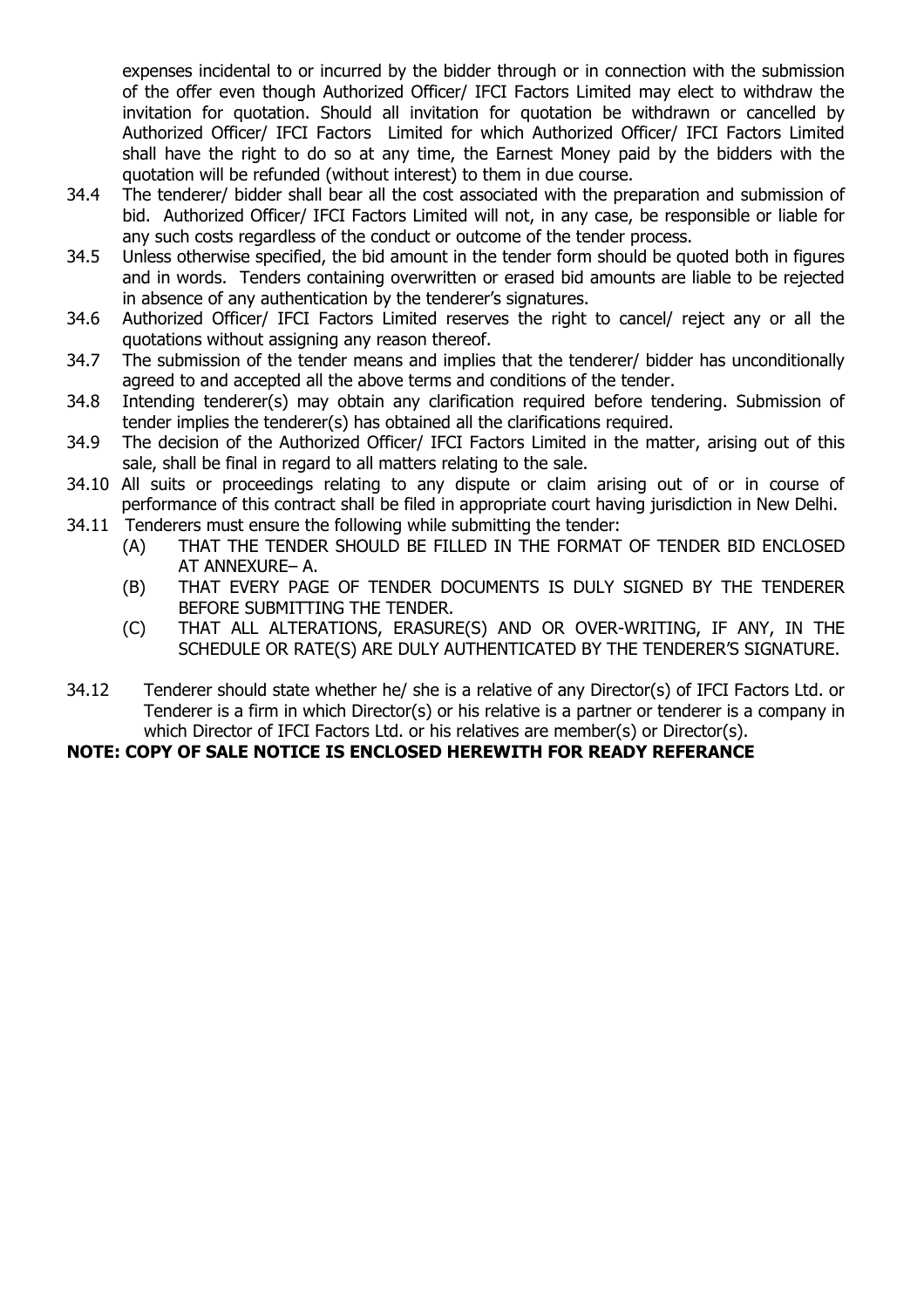expenses incidental to or incurred by the bidder through or in connection with the submission of the offer even though Authorized Officer/ IFCI Factors Limited may elect to withdraw the invitation for quotation. Should all invitation for quotation be withdrawn or cancelled by Authorized Officer/ IFCI Factors Limited for which Authorized Officer/ IFCI Factors Limited shall have the right to do so at any time, the Earnest Money paid by the bidders with the quotation will be refunded (without interest) to them in due course.

34.4 The tenderer/ bidder shall bear all the cost associated with the preparation and submission of bid. Authorized Officer/ IFCI Factors Limited will not, in any case, be responsible or liable for any such costs regardless of the conduct or outcome of the tender process.

34.5 Unless otherwise specified, the bid amount in the tender form should be quoted both in figures and in words. Tenders containing overwritten or erased bid amounts are liable to be rejected in absence of any authentication by the tenderer's signatures.

34.6 Authorized Officer/ IFCI Factors Limited reserves the right to cancel/ reject any or all the quotations without assigning any reason thereof.

34.7 The submission of the tender means and implies that the tenderer/ bidder has unconditionally agreed to and accepted all the above terms and conditions of the tender.

34.8 Intending tenderer(s) may obtain any clarification required before tendering. Submission of tender implies the tenderer(s) has obtained all the clarifications required.

34.9 The decision of the Authorized Officer/ IFCI Factors Limited in the matter, arising out of this sale, shall be final in regard to all matters relating to the sale.

34.10 All suits or proceedings relating to any dispute or claim arising out of or in course of performance of this contract shall be filed in appropriate court having jurisdiction in New Delhi.

34.11 Tenderers must ensure the following while submitting the tender:

(A) THAT THE TENDER SHOULD BE FILLED IN THE FORMAT OF TENDER BID ENCLOSED AT ANNEXURE– A.

(B) THAT EVERY PAGE OF TENDER DOCUMENTS IS DULY SIGNED BY THE TENDERER BEFORE SUBMITTING THE TENDER.

(C) THAT ALL ALTERATIONS, ERASURE(S) AND OR OVER-WRITING, IF ANY, IN THE SCHEDULE OR RATE(S) ARE DULY AUTHENTICATED BY THE TENDERER'S SIGNATURE.

34.12 Tenderer should state whether he/ she is a relative of any Director(s) of IFCI Factors Ltd. or Tenderer is a firm in which Director(s) or his relative is a partner or tenderer is a company in which Director of IFCI Factors Ltd. or his relatives are member(s) or Director(s).

**NOTE: COPY OF SALE NOTICE IS ENCLOSED HEREWITH FOR READY REFERANCE**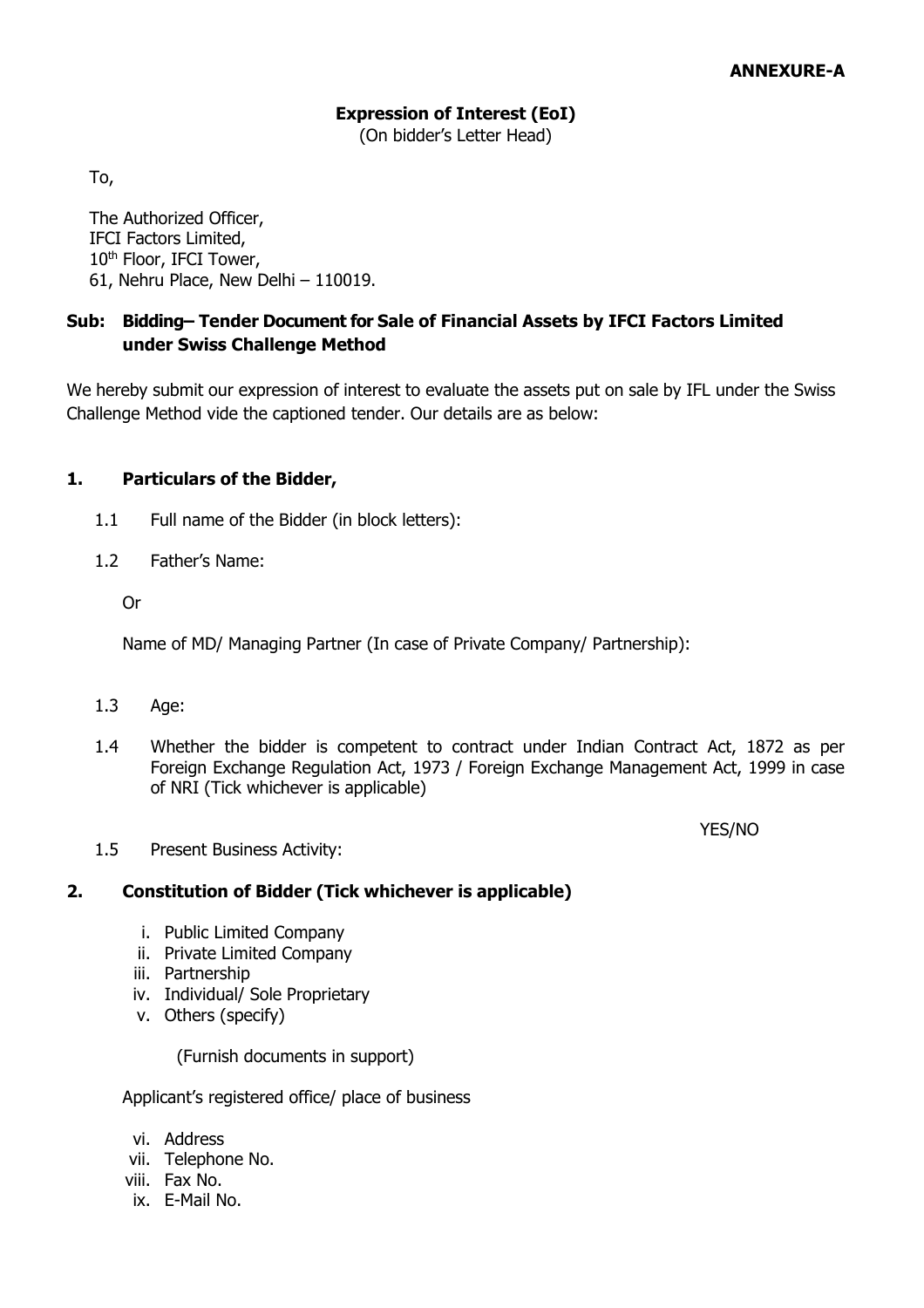**ANNEXURE-A**

**Expression of Interest (EoI)**
(On bidder's Letter Head)

To,

The Authorized Officer,
IFCI Factors Limited,
10th Floor, IFCI Tower,
61, Nehru Place, New Delhi – 110019.

**Sub: Bidding– Tender Document for Sale of Financial Assets by IFCI Factors Limited under Swiss Challenge Method**

We hereby submit our expression of interest to evaluate the assets put on sale by IFL under the Swiss Challenge Method vide the captioned tender. Our details are as below:

**1. Particulars of the Bidder,**

1.1 Full name of the Bidder (in block letters):

1.2 Father's Name:

Or

Name of MD/ Managing Partner (In case of Private Company/ Partnership):

1.3 Age:

1.4 Whether the bidder is competent to contract under Indian Contract Act, 1872 as per Foreign Exchange Regulation Act, 1973 / Foreign Exchange Management Act, 1999 in case of NRI (Tick whichever is applicable)

YES/NO

1.5 Present Business Activity:

**2. Constitution of Bidder (Tick whichever is applicable)**

i. Public Limited Company
ii. Private Limited Company
iii. Partnership
iv. Individual/ Sole Proprietary
v. Others (specify)

(Furnish documents in support)

Applicant's registered office/ place of business

vi. Address
vii. Telephone No.
viii. Fax No.
ix. E-Mail No.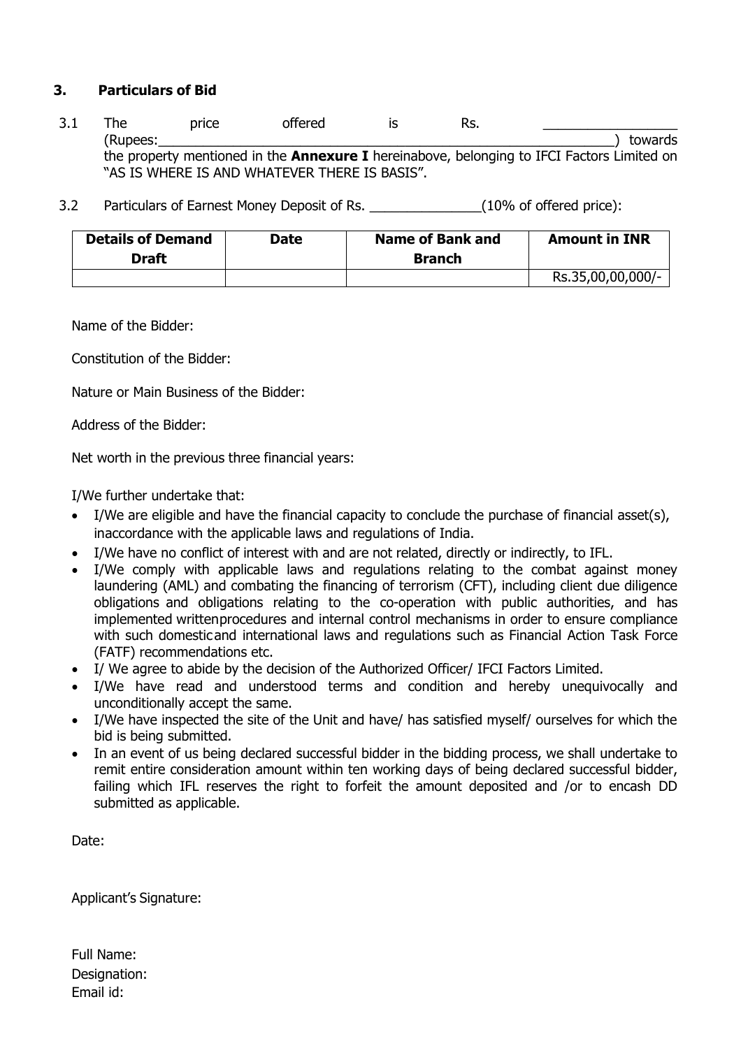## 3. Particulars of Bid

3.1 The price offered is Rs. __________________ (Rupees:________________________________________________________________) towards the property mentioned in the **Annexure I** hereinabove, belonging to IFCI Factors Limited on "AS IS WHERE IS AND WHATEVER THERE IS BASIS".

3.2 Particulars of Earnest Money Deposit of Rs. _______________(10% of offered price):

| Details of Demand Draft | Date | Name of Bank and Branch | Amount in INR |
|---|---|---|---|
| | | | Rs.35,00,00,000/- |

Name of the Bidder:

Constitution of the Bidder:

Nature or Main Business of the Bidder:

Address of the Bidder:

Net worth in the previous three financial years:

I/We further undertake that:

- I/We are eligible and have the financial capacity to conclude the purchase of financial asset(s), inaccordance with the applicable laws and regulations of India.
- I/We have no conflict of interest with and are not related, directly or indirectly, to IFL.
- I/We comply with applicable laws and regulations relating to the combat against money laundering (AML) and combating the financing of terrorism (CFT), including client due diligence obligations and obligations relating to the co-operation with public authorities, and has implemented writtenprocedures and internal control mechanisms in order to ensure compliance with such domesticand international laws and regulations such as Financial Action Task Force (FATF) recommendations etc.
- I/ We agree to abide by the decision of the Authorized Officer/ IFCI Factors Limited.
- I/We have read and understood terms and condition and hereby unequivocally and unconditionally accept the same.
- I/We have inspected the site of the Unit and have/ has satisfied myself/ ourselves for which the bid is being submitted.
- In an event of us being declared successful bidder in the bidding process, we shall undertake to remit entire consideration amount within ten working days of being declared successful bidder, failing which IFL reserves the right to forfeit the amount deposited and /or to encash DD submitted as applicable.

Date:

Applicant's Signature:

Full Name:
Designation:
Email id: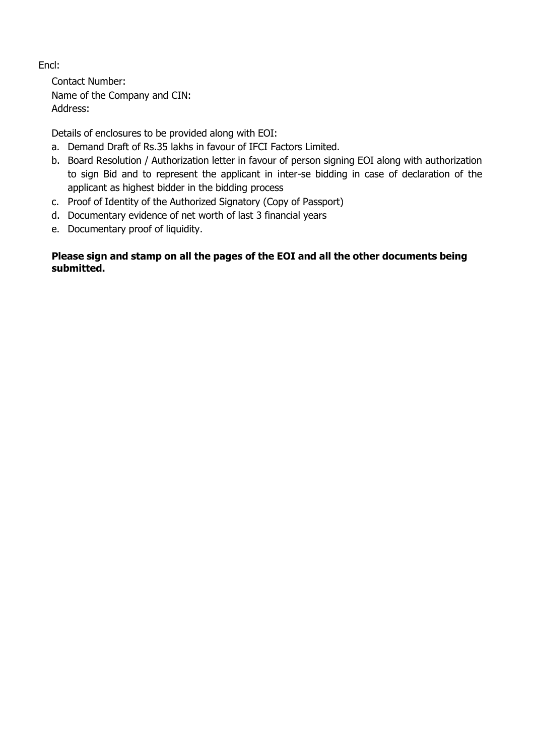Encl:

Contact Number:
Name of the Company and CIN:
Address:

Details of enclosures to be provided along with EOI:

a. Demand Draft of Rs.35 lakhs in favour of IFCI Factors Limited.
b. Board Resolution / Authorization letter in favour of person signing EOI along with authorization to sign Bid and to represent the applicant in inter-se bidding in case of declaration of the applicant as highest bidder in the bidding process
c. Proof of Identity of the Authorized Signatory (Copy of Passport)
d. Documentary evidence of net worth of last 3 financial years
e. Documentary proof of liquidity.

**Please sign and stamp on all the pages of the EOI and all the other documents being submitted.**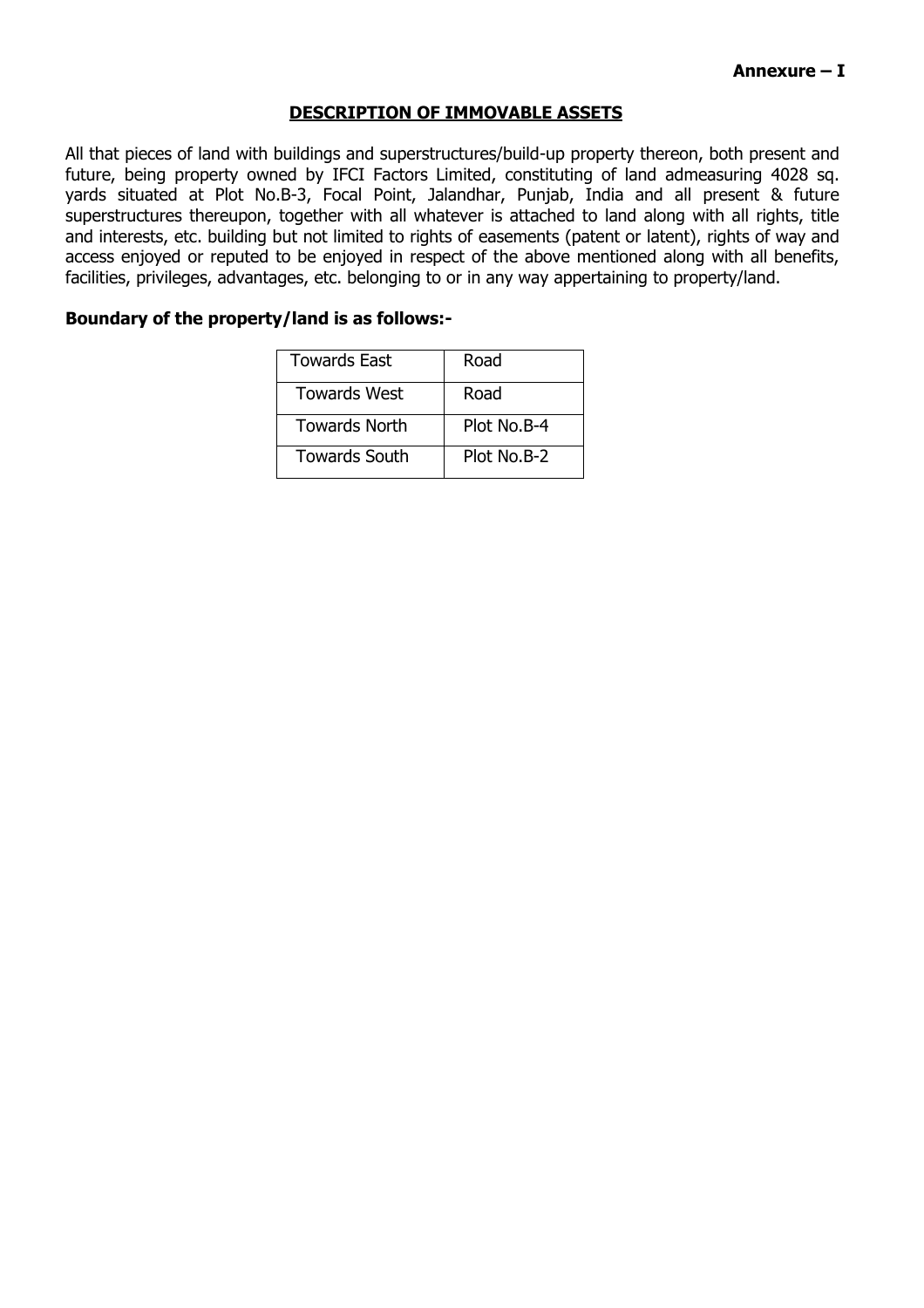**Annexure – I**

**DESCRIPTION OF IMMOVABLE ASSETS**

All that pieces of land with buildings and superstructures/build-up property thereon, both present and future, being property owned by IFCI Factors Limited, constituting of land admeasuring 4028 sq. yards situated at Plot No.B-3, Focal Point, Jalandhar, Punjab, India and all present & future superstructures thereupon, together with all whatever is attached to land along with all rights, title and interests, etc. building but not limited to rights of easements (patent or latent), rights of way and access enjoyed or reputed to be enjoyed in respect of the above mentioned along with all benefits, facilities, privileges, advantages, etc. belonging to or in any way appertaining to property/land.

**Boundary of the property/land is as follows:-**

| | |
|---|---|
| Towards East | Road |
| Towards West | Road |
| Towards North | Plot No.B-4 |
| Towards South | Plot No.B-2 |